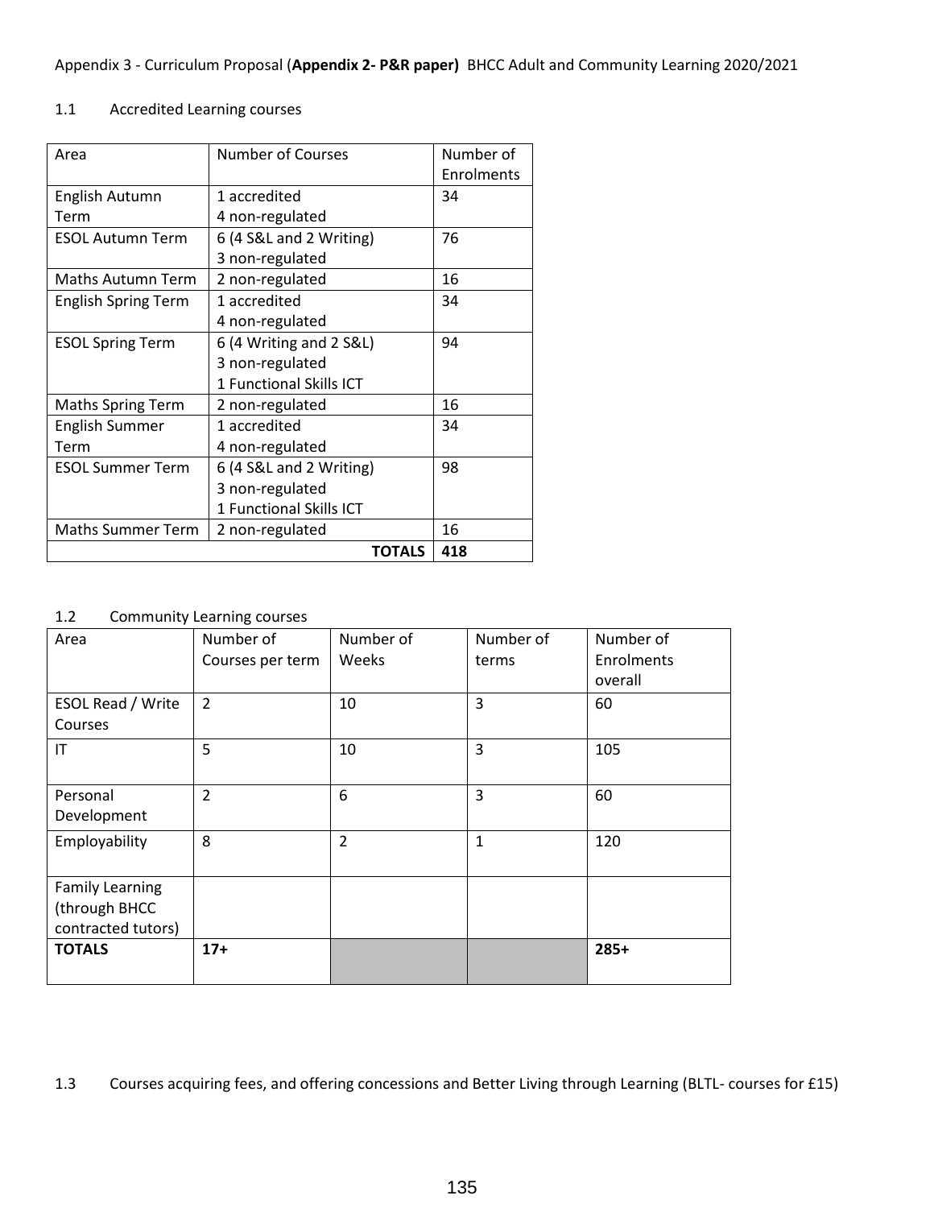Appendix 3 - Curriculum Proposal (**Appendix 2- P&R paper**) BHCC Adult and Community Learning 2020/2021

1.1 Accredited Learning courses

| Area | Number of Courses | Number of Enrolments |
|---|---|---|
| English Autumn Term | 1 accredited<br>4 non-regulated | 34 |
| ESOL Autumn Term | 6 (4 S&L and 2 Writing)<br>3 non-regulated | 76 |
| Maths Autumn Term | 2 non-regulated | 16 |
| English Spring Term | 1 accredited<br>4 non-regulated | 34 |
| ESOL Spring Term | 6 (4 Writing and 2 S&L)<br>3 non-regulated<br>1 Functional Skills ICT | 94 |
| Maths Spring Term | 2 non-regulated | 16 |
| English Summer Term | 1 accredited<br>4 non-regulated | 34 |
| ESOL Summer Term | 6 (4 S&L and 2 Writing)<br>3 non-regulated<br>1 Functional Skills ICT | 98 |
| Maths Summer Term | 2 non-regulated | 16 |
| | **TOTALS** | **418** |

1.2 Community Learning courses

| Area | Number of Courses per term | Number of Weeks | Number of terms | Number of Enrolments overall |
|---|---|---|---|---|
| ESOL Read / Write Courses | 2 | 10 | 3 | 60 |
| IT | 5 | 10 | 3 | 105 |
| Personal Development | 2 | 6 | 3 | 60 |
| Employability | 8 | 2 | 1 | 120 |
| Family Learning (through BHCC contracted tutors) | | | | |
| **TOTALS** | **17+** | | | **285+** |

1.3 Courses acquiring fees, and offering concessions and Better Living through Learning (BLTL- courses for £15)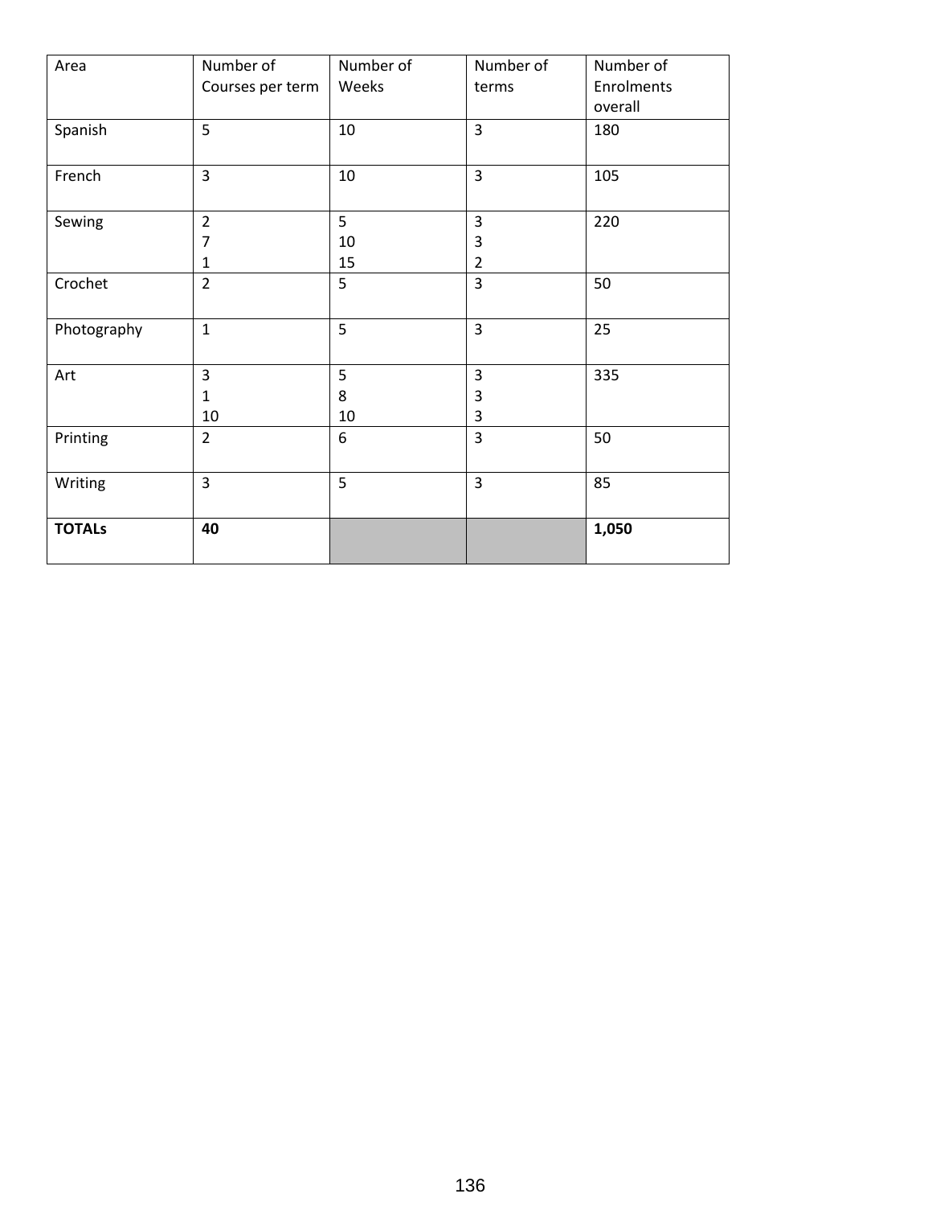| Area | Number of Courses per term | Number of Weeks | Number of terms | Number of Enrolments overall |
|---|---|---|---|---|
| Spanish | 5 | 10 | 3 | 180 |
| French | 3 | 10 | 3 | 105 |
| Sewing | 2<br>7<br>1 | 5<br>10<br>15 | 3<br>3<br>2 | 220 |
| Crochet | 2 | 5 | 3 | 50 |
| Photography | 1 | 5 | 3 | 25 |
| Art | 3<br>1<br>10 | 5<br>8<br>10 | 3<br>3<br>3 | 335 |
| Printing | 2 | 6 | 3 | 50 |
| Writing | 3 | 5 | 3 | 85 |
| **TOTALs** | **40** | | | **1,050** |